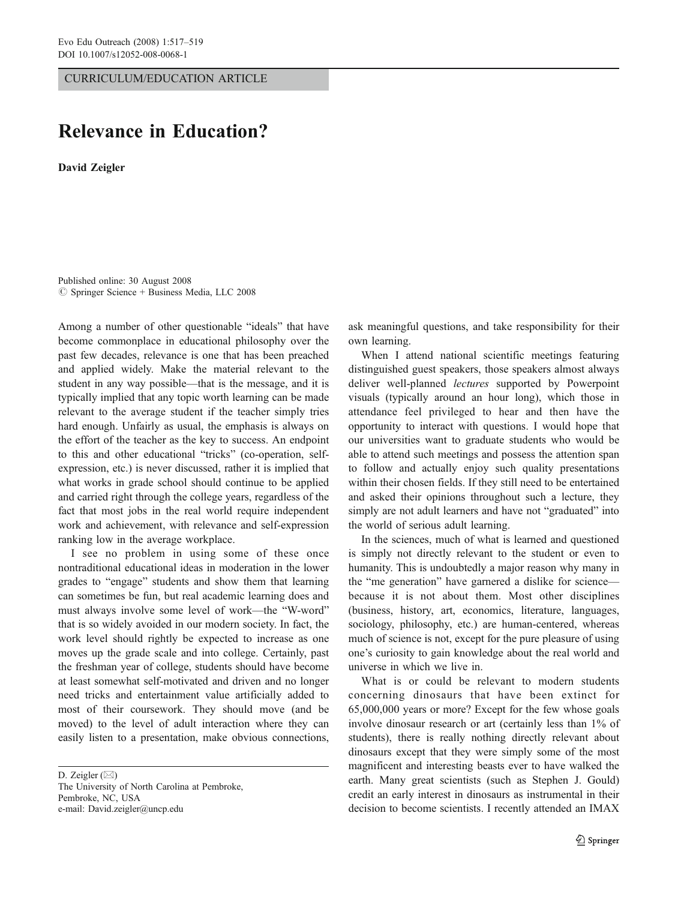CURRICULUM/EDUCATION ARTICLE

# Relevance in Education?

**David Zeigler**

Published online: 30 August 2008
© Springer Science + Business Media, LLC 2008

Among a number of other questionable "ideals" that have become commonplace in educational philosophy over the past few decades, relevance is one that has been preached and applied widely. Make the material relevant to the student in any way possible—that is the message, and it is typically implied that any topic worth learning can be made relevant to the average student if the teacher simply tries hard enough. Unfairly as usual, the emphasis is always on the effort of the teacher as the key to success. An endpoint to this and other educational "tricks" (co-operation, self-expression, etc.) is never discussed, rather it is implied that what works in grade school should continue to be applied and carried right through the college years, regardless of the fact that most jobs in the real world require independent work and achievement, with relevance and self-expression ranking low in the average workplace.

I see no problem in using some of these once nontraditional educational ideas in moderation in the lower grades to "engage" students and show them that learning can sometimes be fun, but real academic learning does and must always involve some level of work—the "W-word" that is so widely avoided in our modern society. In fact, the work level should rightly be expected to increase as one moves up the grade scale and into college. Certainly, past the freshman year of college, students should have become at least somewhat self-motivated and driven and no longer need tricks and entertainment value artificially added to most of their coursework. They should move (and be moved) to the level of adult interaction where they can easily listen to a presentation, make obvious connections, ask meaningful questions, and take responsibility for their own learning.

When I attend national scientific meetings featuring distinguished guest speakers, those speakers almost always deliver well-planned *lectures* supported by Powerpoint visuals (typically around an hour long), which those in attendance feel privileged to hear and then have the opportunity to interact with questions. I would hope that our universities want to graduate students who would be able to attend such meetings and possess the attention span to follow and actually enjoy such quality presentations within their chosen fields. If they still need to be entertained and asked their opinions throughout such a lecture, they simply are not adult learners and have not "graduated" into the world of serious adult learning.

In the sciences, much of what is learned and questioned is simply not directly relevant to the student or even to humanity. This is undoubtedly a major reason why many in the "me generation" have garnered a dislike for science—because it is not about them. Most other disciplines (business, history, art, economics, literature, languages, sociology, philosophy, etc.) are human-centered, whereas much of science is not, except for the pure pleasure of using one's curiosity to gain knowledge about the real world and universe in which we live in.

What is or could be relevant to modern students concerning dinosaurs that have been extinct for 65,000,000 years or more? Except for the few whose goals involve dinosaur research or art (certainly less than 1% of students), there is really nothing directly relevant about dinosaurs except that they were simply some of the most magnificent and interesting beasts ever to have walked the earth. Many great scientists (such as Stephen J. Gould) credit an early interest in dinosaurs as instrumental in their decision to become scientists. I recently attended an IMAX

D. Zeigler (✉)
The University of North Carolina at Pembroke,
Pembroke, NC, USA
e-mail: David.zeigler@uncp.edu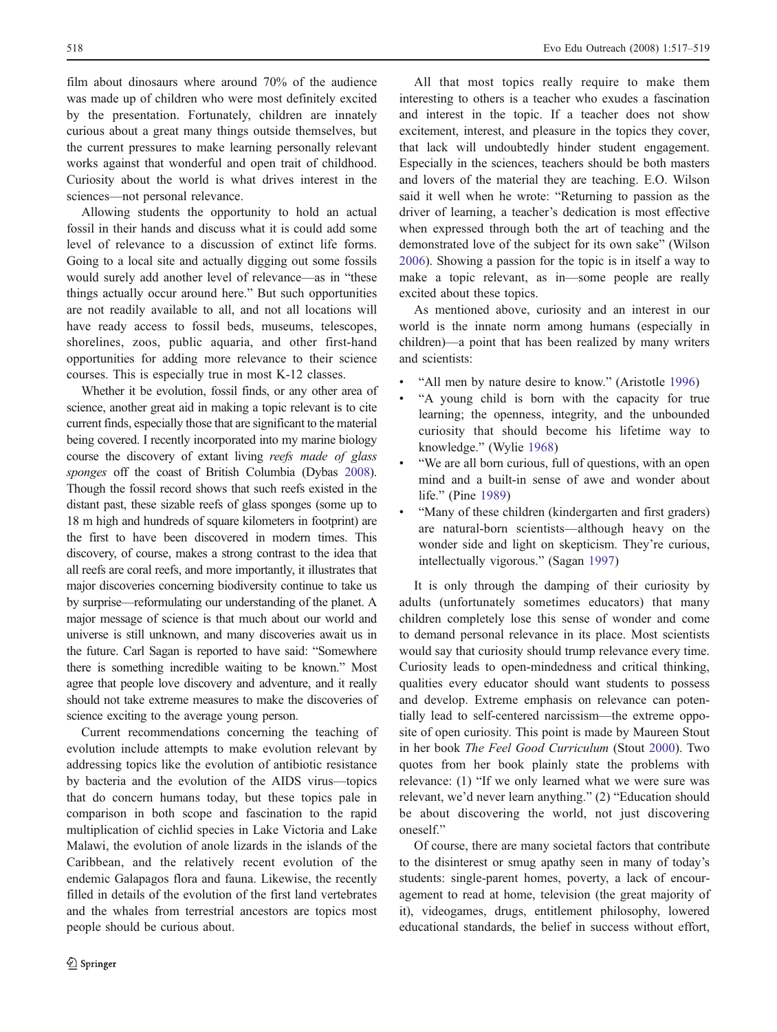film about dinosaurs where around 70% of the audience was made up of children who were most definitely excited by the presentation. Fortunately, children are innately curious about a great many things outside themselves, but the current pressures to make learning personally relevant works against that wonderful and open trait of childhood. Curiosity about the world is what drives interest in the sciences—not personal relevance.

Allowing students the opportunity to hold an actual fossil in their hands and discuss what it is could add some level of relevance to a discussion of extinct life forms. Going to a local site and actually digging out some fossils would surely add another level of relevance—as in "these things actually occur around here." But such opportunities are not readily available to all, and not all locations will have ready access to fossil beds, museums, telescopes, shorelines, zoos, public aquaria, and other first-hand opportunities for adding more relevance to their science courses. This is especially true in most K-12 classes.

Whether it be evolution, fossil finds, or any other area of science, another great aid in making a topic relevant is to cite current finds, especially those that are significant to the material being covered. I recently incorporated into my marine biology course the discovery of extant living *reefs made of glass sponges* off the coast of British Columbia (Dybas 2008). Though the fossil record shows that such reefs existed in the distant past, these sizable reefs of glass sponges (some up to 18 m high and hundreds of square kilometers in footprint) are the first to have been discovered in modern times. This discovery, of course, makes a strong contrast to the idea that all reefs are coral reefs, and more importantly, it illustrates that major discoveries concerning biodiversity continue to take us by surprise—reformulating our understanding of the planet. A major message of science is that much about our world and universe is still unknown, and many discoveries await us in the future. Carl Sagan is reported to have said: "Somewhere there is something incredible waiting to be known." Most agree that people love discovery and adventure, and it really should not take extreme measures to make the discoveries of science exciting to the average young person.

Current recommendations concerning the teaching of evolution include attempts to make evolution relevant by addressing topics like the evolution of antibiotic resistance by bacteria and the evolution of the AIDS virus—topics that do concern humans today, but these topics pale in comparison in both scope and fascination to the rapid multiplication of cichlid species in Lake Victoria and Lake Malawi, the evolution of anole lizards in the islands of the Caribbean, and the relatively recent evolution of the endemic Galapagos flora and fauna. Likewise, the recently filled in details of the evolution of the first land vertebrates and the whales from terrestrial ancestors are topics most people should be curious about.

All that most topics really require to make them interesting to others is a teacher who exudes a fascination and interest in the topic. If a teacher does not show excitement, interest, and pleasure in the topics they cover, that lack will undoubtedly hinder student engagement. Especially in the sciences, teachers should be both masters and lovers of the material they are teaching. E.O. Wilson said it well when he wrote: "Returning to passion as the driver of learning, a teacher's dedication is most effective when expressed through both the art of teaching and the demonstrated love of the subject for its own sake" (Wilson 2006). Showing a passion for the topic is in itself a way to make a topic relevant, as in—some people are really excited about these topics.

As mentioned above, curiosity and an interest in our world is the innate norm among humans (especially in children)—a point that has been realized by many writers and scientists:

- "All men by nature desire to know." (Aristotle 1996)
- "A young child is born with the capacity for true learning; the openness, integrity, and the unbounded curiosity that should become his lifetime way to knowledge." (Wylie 1968)
- "We are all born curious, full of questions, with an open mind and a built-in sense of awe and wonder about life." (Pine 1989)
- "Many of these children (kindergarten and first graders) are natural-born scientists—although heavy on the wonder side and light on skepticism. They're curious, intellectually vigorous." (Sagan 1997)

It is only through the damping of their curiosity by adults (unfortunately sometimes educators) that many children completely lose this sense of wonder and come to demand personal relevance in its place. Most scientists would say that curiosity should trump relevance every time. Curiosity leads to open-mindedness and critical thinking, qualities every educator should want students to possess and develop. Extreme emphasis on relevance can potentially lead to self-centered narcissism—the extreme opposite of open curiosity. This point is made by Maureen Stout in her book *The Feel Good Curriculum* (Stout 2000). Two quotes from her book plainly state the problems with relevance: (1) "If we only learned what we were sure was relevant, we'd never learn anything." (2) "Education should be about discovering the world, not just discovering oneself."

Of course, there are many societal factors that contribute to the disinterest or smug apathy seen in many of today's students: single-parent homes, poverty, a lack of encouragement to read at home, television (the great majority of it), videogames, drugs, entitlement philosophy, lowered educational standards, the belief in success without effort,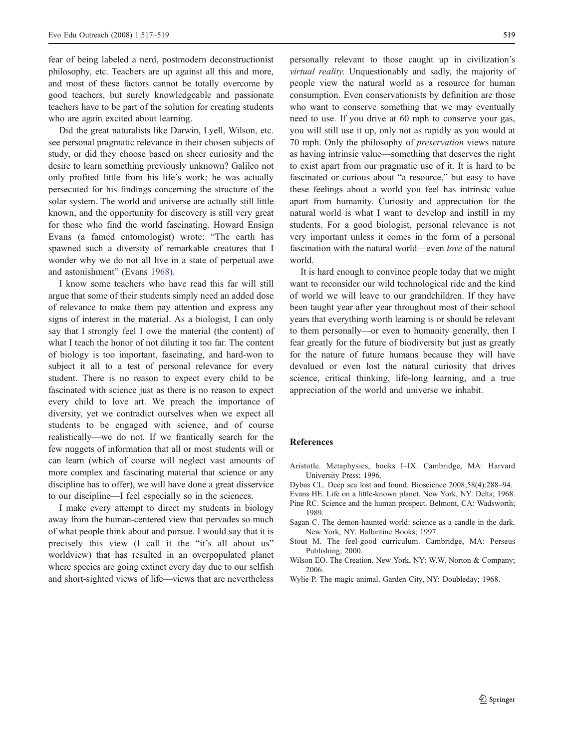fear of being labeled a nerd, postmodern deconstructionist philosophy, etc. Teachers are up against all this and more, and most of these factors cannot be totally overcome by good teachers, but surely knowledgeable and passionate teachers have to be part of the solution for creating students who are again excited about learning.

Did the great naturalists like Darwin, Lyell, Wilson, etc. see personal pragmatic relevance in their chosen subjects of study, or did they choose based on sheer curiosity and the desire to learn something previously unknown? Galileo not only profited little from his life's work; he was actually persecuted for his findings concerning the structure of the solar system. The world and universe are actually still little known, and the opportunity for discovery is still very great for those who find the world fascinating. Howard Ensign Evans (a famed entomologist) wrote: "The earth has spawned such a diversity of remarkable creatures that I wonder why we do not all live in a state of perpetual awe and astonishment" (Evans 1968).

I know some teachers who have read this far will still argue that some of their students simply need an added dose of relevance to make them pay attention and express any signs of interest in the material. As a biologist, I can only say that I strongly feel I owe the material (the content) of what I teach the honor of not diluting it too far. The content of biology is too important, fascinating, and hard-won to subject it all to a test of personal relevance for every student. There is no reason to expect every child to be fascinated with science just as there is no reason to expect every child to love art. We preach the importance of diversity, yet we contradict ourselves when we expect all students to be engaged with science, and of course realistically—we do not. If we frantically search for the few nuggets of information that all or most students will or can learn (which of course will neglect vast amounts of more complex and fascinating material that science or any discipline has to offer), we will have done a great disservice to our discipline—I feel especially so in the sciences.

I make every attempt to direct my students in biology away from the human-centered view that pervades so much of what people think about and pursue. I would say that it is precisely this view (I call it the "it's all about us" worldview) that has resulted in an overpopulated planet where species are going extinct every day due to our selfish and short-sighted views of life—views that are nevertheless personally relevant to those caught up in civilization's *virtual reality*. Unquestionably and sadly, the majority of people view the natural world as a resource for human consumption. Even conservationists by definition are those who want to conserve something that we may eventually need to use. If you drive at 60 mph to conserve your gas, you will still use it up, only not as rapidly as you would at 70 mph. Only the philosophy of *preservation* views nature as having intrinsic value—something that deserves the right to exist apart from our pragmatic use of it. It is hard to be fascinated or curious about "a resource," but easy to have these feelings about a world you feel has intrinsic value apart from humanity. Curiosity and appreciation for the natural world is what I want to develop and instill in my students. For a good biologist, personal relevance is not very important unless it comes in the form of a personal fascination with the natural world—even *love* of the natural world.

It is hard enough to convince people today that we might want to reconsider our wild technological ride and the kind of world we will leave to our grandchildren. If they have been taught year after year throughout most of their school years that everything worth learning is or should be relevant to them personally—or even to humanity generally, then I fear greatly for the future of biodiversity but just as greatly for the nature of future humans because they will have devalued or even lost the natural curiosity that drives science, critical thinking, life-long learning, and a true appreciation of the world and universe we inhabit.

## References

Aristotle. Metaphysics, books I–IX. Cambridge, MA: Harvard University Press; 1996.

Dybas CL. Deep sea lost and found. Bioscience 2008;58(4):288–94.

Evans HE. Life on a little-known planet. New York, NY: Delta; 1968.

Pine RC. Science and the human prospect. Belmont, CA: Wadsworth; 1989.

Sagan C. The demon-haunted world: science as a candle in the dark. New York, NY: Ballantine Books; 1997.

Stout M. The feel-good curriculum. Cambridge, MA: Perseus Publishing; 2000.

Wilson EO. The Creation. New York, NY: W.W. Norton & Company; 2006.

Wylie P. The magic animal. Garden City, NY: Doubleday; 1968.